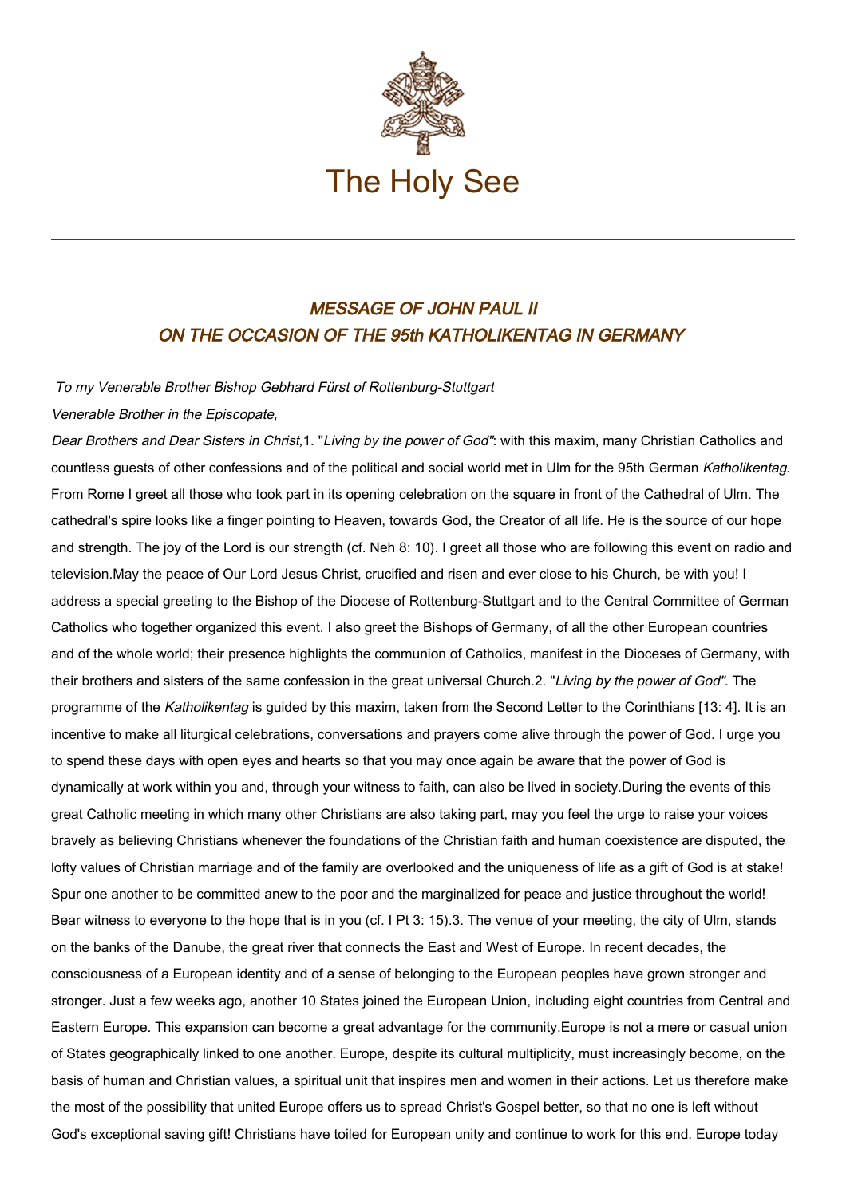# The Holy See

## *MESSAGE OF JOHN PAUL II ON THE OCCASION OF THE 95th KATHOLIKENTAG IN GERMANY*

*To my Venerable Brother Bishop Gebhard Fürst of Rottenburg-Stuttgart*

*Venerable Brother in the Episcopate,*

*Dear Brothers and Dear Sisters in Christ,*

1. "*Living by the power of God*": with this maxim, many Christian Catholics and countless guests of other confessions and of the political and social world met in Ulm for the 95th German *Katholikentag*. From Rome I greet all those who took part in its opening celebration on the square in front of the Cathedral of Ulm. The cathedral's spire looks like a finger pointing to Heaven, towards God, the Creator of all life. He is the source of our hope and strength. The joy of the Lord is our strength (cf. Neh 8: 10). I greet all those who are following this event on radio and television.

May the peace of Our Lord Jesus Christ, crucified and risen and ever close to his Church, be with you! I address a special greeting to the Bishop of the Diocese of Rottenburg-Stuttgart and to the Central Committee of German Catholics who together organized this event. I also greet the Bishops of Germany, of all the other European countries and of the whole world; their presence highlights the communion of Catholics, manifest in the Dioceses of Germany, with their brothers and sisters of the same confession in the great universal Church.

2. "*Living by the power of God*". The programme of the *Katholikentag* is guided by this maxim, taken from the Second Letter to the Corinthians [13: 4]. It is an incentive to make all liturgical celebrations, conversations and prayers come alive through the power of God. I urge you to spend these days with open eyes and hearts so that you may once again be aware that the power of God is dynamically at work within you and, through your witness to faith, can also be lived in society.

During the events of this great Catholic meeting in which many other Christians are also taking part, may you feel the urge to raise your voices bravely as believing Christians whenever the foundations of the Christian faith and human coexistence are disputed, the lofty values of Christian marriage and of the family are overlooked and the uniqueness of life as a gift of God is at stake! Spur one another to be committed anew to the poor and the marginalized for peace and justice throughout the world! Bear witness to everyone to the hope that is in you (cf. I Pt 3: 15).

3. The venue of your meeting, the city of Ulm, stands on the banks of the Danube, the great river that connects the East and West of Europe. In recent decades, the consciousness of a European identity and of a sense of belonging to the European peoples have grown stronger and stronger. Just a few weeks ago, another 10 States joined the European Union, including eight countries from Central and Eastern Europe. This expansion can become a great advantage for the community.

Europe is not a mere or casual union of States geographically linked to one another. Europe, despite its cultural multiplicity, must increasingly become, on the basis of human and Christian values, a spiritual unit that inspires men and women in their actions. Let us therefore make the most of the possibility that united Europe offers us to spread Christ's Gospel better, so that no one is left without God's exceptional saving gift! Christians have toiled for European unity and continue to work for this end. Europe today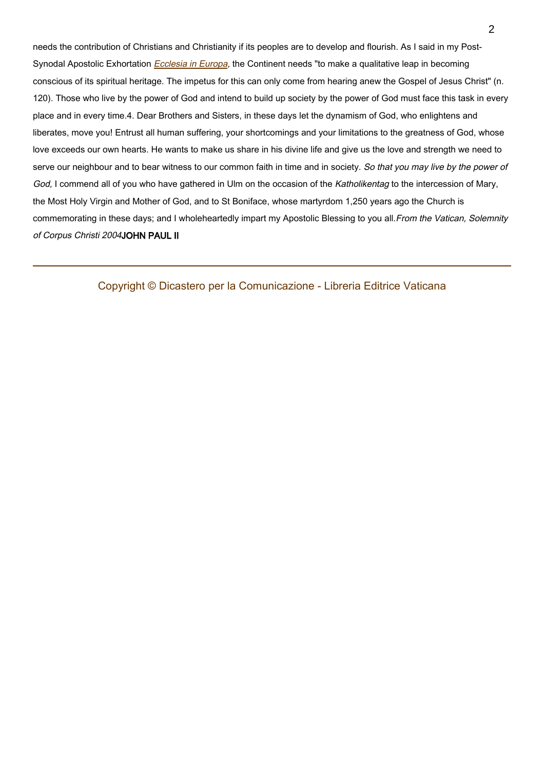needs the contribution of Christians and Christianity if its peoples are to develop and flourish. As I said in my Post-Synodal Apostolic Exhortation *Ecclesia in Europa*, the Continent needs "to make a qualitative leap in becoming conscious of its spiritual heritage. The impetus for this can only come from hearing anew the Gospel of Jesus Christ" (n. 120). Those who live by the power of God and intend to build up society by the power of God must face this task in every place and in every time.

4. Dear Brothers and Sisters, in these days let the dynamism of God, who enlightens and liberates, move you! Entrust all human suffering, your shortcomings and your limitations to the greatness of God, whose love exceeds our own hearts. He wants to make us share in his divine life and give us the love and strength we need to serve our neighbour and to bear witness to our common faith in time and in society. *So that you may live by the power of God,* I commend all of you who have gathered in Ulm on the occasion of the *Katholikentag* to the intercession of Mary, the Most Holy Virgin and Mother of God, and to St Boniface, whose martyrdom 1,250 years ago the Church is commemorating in these days; and I wholeheartedly impart my Apostolic Blessing to you all.

*From the Vatican, Solemnity of Corpus Christi 2004*

JOHN PAUL II

---

Copyright © Dicastero per la Comunicazione - Libreria Editrice Vaticana